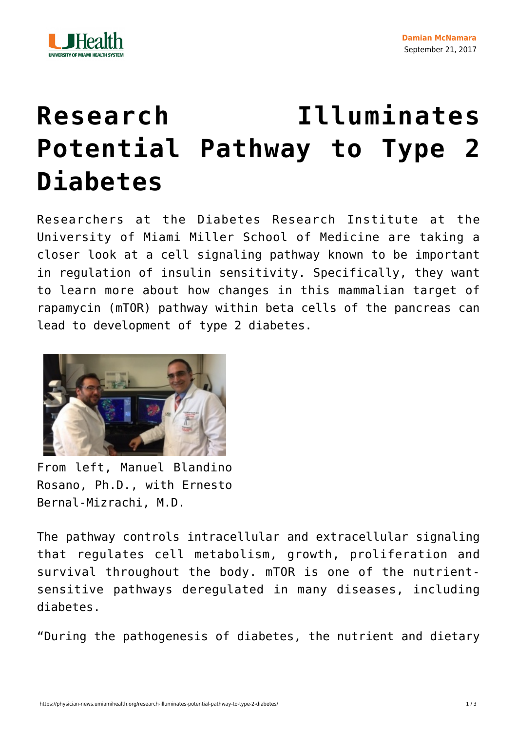# Research Illuminates Potential Pathway to Type 2 Diabetes

Researchers at the Diabetes Research Institute at the University of Miami Miller School of Medicine are taking a closer look at a cell signaling pathway known to be important in regulation of insulin sensitivity. Specifically, they want to learn more about how changes in this mammalian target of rapamycin (mTOR) pathway within beta cells of the pancreas can lead to development of type 2 diabetes.

From left, Manuel Blandino Rosano, Ph.D., with Ernesto Bernal-Mizrachi, M.D.

The pathway controls intracellular and extracellular signaling that regulates cell metabolism, growth, proliferation and survival throughout the body. mTOR is one of the nutrient-sensitive pathways deregulated in many diseases, including diabetes.

“During the pathogenesis of diabetes, the nutrient and dietary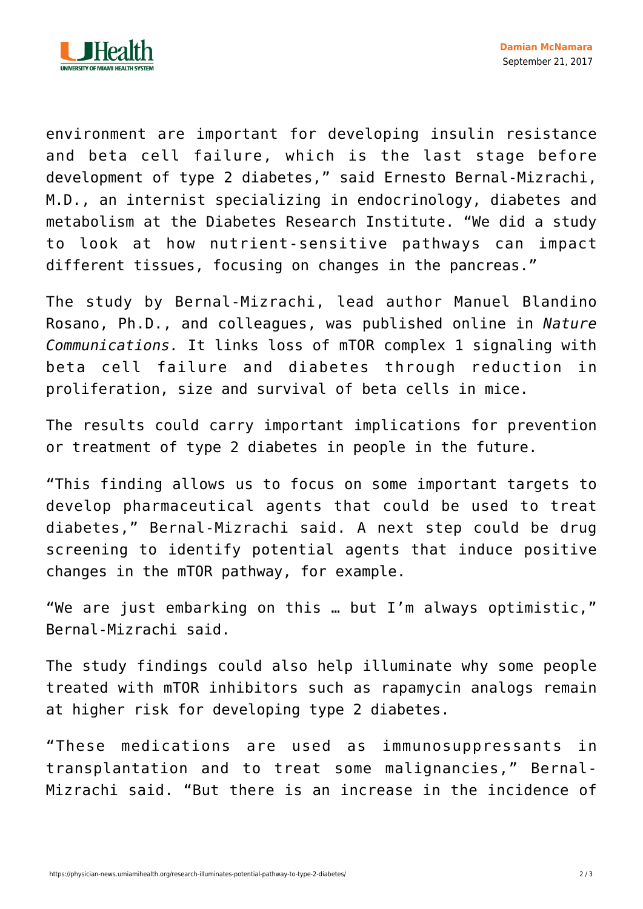environment are important for developing insulin resistance and beta cell failure, which is the last stage before development of type 2 diabetes," said Ernesto Bernal-Mizrachi, M.D., an internist specializing in endocrinology, diabetes and metabolism at the Diabetes Research Institute. "We did a study to look at how nutrient-sensitive pathways can impact different tissues, focusing on changes in the pancreas."

The study by Bernal-Mizrachi, lead author Manuel Blandino Rosano, Ph.D., and colleagues, was published online in *Nature Communications.* It links loss of mTOR complex 1 signaling with beta cell failure and diabetes through reduction in proliferation, size and survival of beta cells in mice.

The results could carry important implications for prevention or treatment of type 2 diabetes in people in the future.

"This finding allows us to focus on some important targets to develop pharmaceutical agents that could be used to treat diabetes," Bernal-Mizrachi said. A next step could be drug screening to identify potential agents that induce positive changes in the mTOR pathway, for example.

"We are just embarking on this … but I'm always optimistic," Bernal-Mizrachi said.

The study findings could also help illuminate why some people treated with mTOR inhibitors such as rapamycin analogs remain at higher risk for developing type 2 diabetes.

"These medications are used as immunosuppressants in transplantation and to treat some malignancies," Bernal-Mizrachi said. "But there is an increase in the incidence of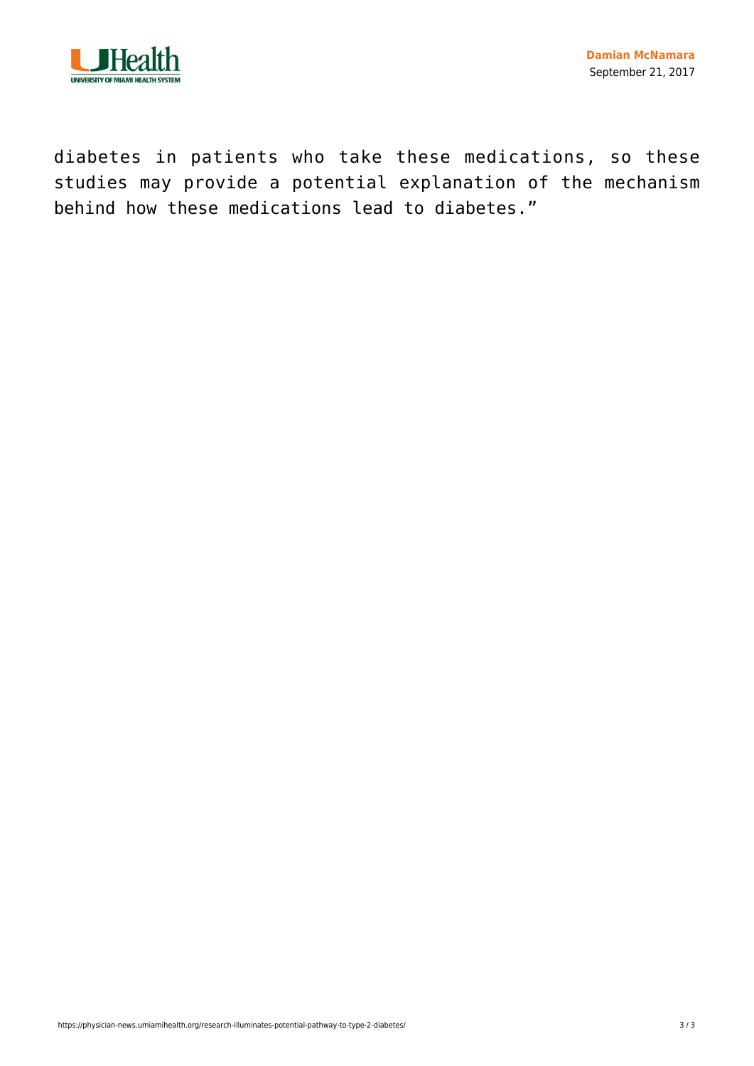diabetes in patients who take these medications, so these studies may provide a potential explanation of the mechanism behind how these medications lead to diabetes."